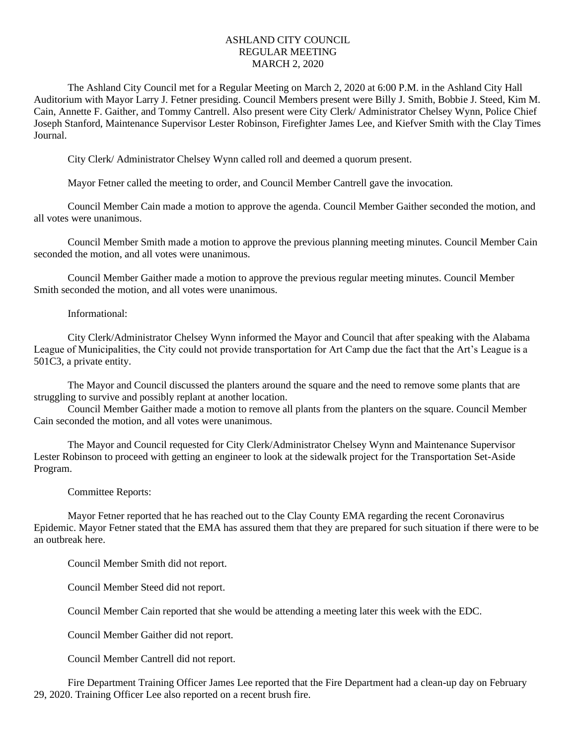# ASHLAND CITY COUNCIL
## REGULAR MEETING
## MARCH 2, 2020

The Ashland City Council met for a Regular Meeting on March 2, 2020 at 6:00 P.M. in the Ashland City Hall Auditorium with Mayor Larry J. Fetner presiding. Council Members present were Billy J. Smith, Bobbie J. Steed, Kim M. Cain, Annette F. Gaither, and Tommy Cantrell. Also present were City Clerk/ Administrator Chelsey Wynn, Police Chief Joseph Stanford, Maintenance Supervisor Lester Robinson, Firefighter James Lee, and Kiefver Smith with the Clay Times Journal.

City Clerk/ Administrator Chelsey Wynn called roll and deemed a quorum present.

Mayor Fetner called the meeting to order, and Council Member Cantrell gave the invocation.

Council Member Cain made a motion to approve the agenda. Council Member Gaither seconded the motion, and all votes were unanimous.

Council Member Smith made a motion to approve the previous planning meeting minutes. Council Member Cain seconded the motion, and all votes were unanimous.

Council Member Gaither made a motion to approve the previous regular meeting minutes. Council Member Smith seconded the motion, and all votes were unanimous.

Informational:

City Clerk/Administrator Chelsey Wynn informed the Mayor and Council that after speaking with the Alabama League of Municipalities, the City could not provide transportation for Art Camp due the fact that the Art's League is a 501C3, a private entity.

The Mayor and Council discussed the planters around the square and the need to remove some plants that are struggling to survive and possibly replant at another location.

Council Member Gaither made a motion to remove all plants from the planters on the square. Council Member Cain seconded the motion, and all votes were unanimous.

The Mayor and Council requested for City Clerk/Administrator Chelsey Wynn and Maintenance Supervisor Lester Robinson to proceed with getting an engineer to look at the sidewalk project for the Transportation Set-Aside Program.

Committee Reports:

Mayor Fetner reported that he has reached out to the Clay County EMA regarding the recent Coronavirus Epidemic. Mayor Fetner stated that the EMA has assured them that they are prepared for such situation if there were to be an outbreak here.

Council Member Smith did not report.

Council Member Steed did not report.

Council Member Cain reported that she would be attending a meeting later this week with the EDC.

Council Member Gaither did not report.

Council Member Cantrell did not report.

Fire Department Training Officer James Lee reported that the Fire Department had a clean-up day on February 29, 2020. Training Officer Lee also reported on a recent brush fire.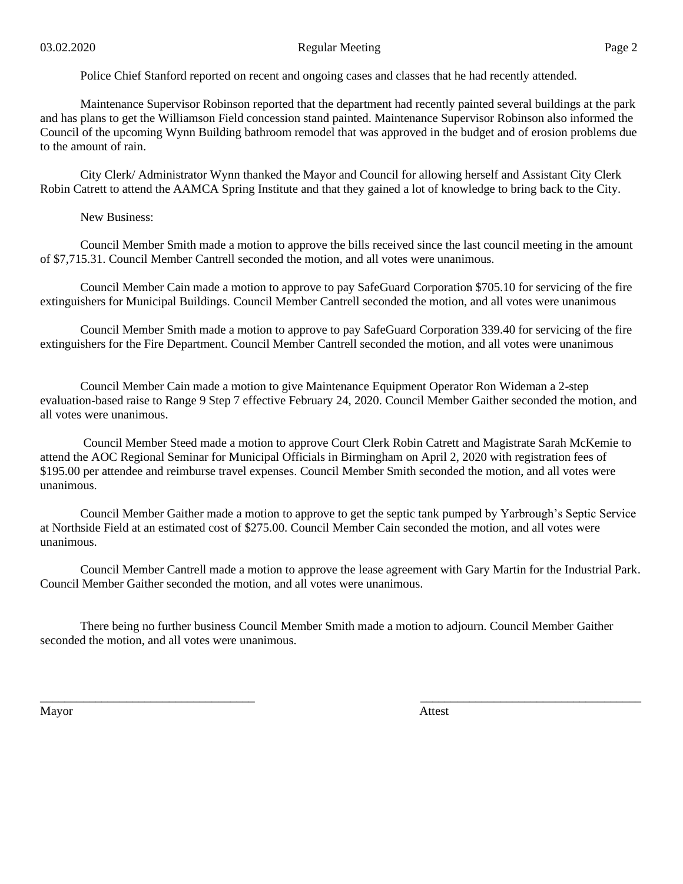Police Chief Stanford reported on recent and ongoing cases and classes that he had recently attended.

Maintenance Supervisor Robinson reported that the department had recently painted several buildings at the park and has plans to get the Williamson Field concession stand painted. Maintenance Supervisor Robinson also informed the Council of the upcoming Wynn Building bathroom remodel that was approved in the budget and of erosion problems due to the amount of rain.

City Clerk/ Administrator Wynn thanked the Mayor and Council for allowing herself and Assistant City Clerk Robin Catrett to attend the AAMCA Spring Institute and that they gained a lot of knowledge to bring back to the City.

New Business:

Council Member Smith made a motion to approve the bills received since the last council meeting in the amount of $7,715.31. Council Member Cantrell seconded the motion, and all votes were unanimous.

Council Member Cain made a motion to approve to pay SafeGuard Corporation $705.10 for servicing of the fire extinguishers for Municipal Buildings. Council Member Cantrell seconded the motion, and all votes were unanimous

Council Member Smith made a motion to approve to pay SafeGuard Corporation 339.40 for servicing of the fire extinguishers for the Fire Department. Council Member Cantrell seconded the motion, and all votes were unanimous

Council Member Cain made a motion to give Maintenance Equipment Operator Ron Wideman a 2-step evaluation-based raise to Range 9 Step 7 effective February 24, 2020. Council Member Gaither seconded the motion, and all votes were unanimous.

Council Member Steed made a motion to approve Court Clerk Robin Catrett and Magistrate Sarah McKemie to attend the AOC Regional Seminar for Municipal Officials in Birmingham on April 2, 2020 with registration fees of $195.00 per attendee and reimburse travel expenses. Council Member Smith seconded the motion, and all votes were unanimous.

Council Member Gaither made a motion to approve to get the septic tank pumped by Yarbrough's Septic Service at Northside Field at an estimated cost of $275.00. Council Member Cain seconded the motion, and all votes were unanimous.

Council Member Cantrell made a motion to approve the lease agreement with Gary Martin for the Industrial Park. Council Member Gaither seconded the motion, and all votes were unanimous.

There being no further business Council Member Smith made a motion to adjourn. Council Member Gaither seconded the motion, and all votes were unanimous.

___________________________________ ___________________________________

Mayor Attest